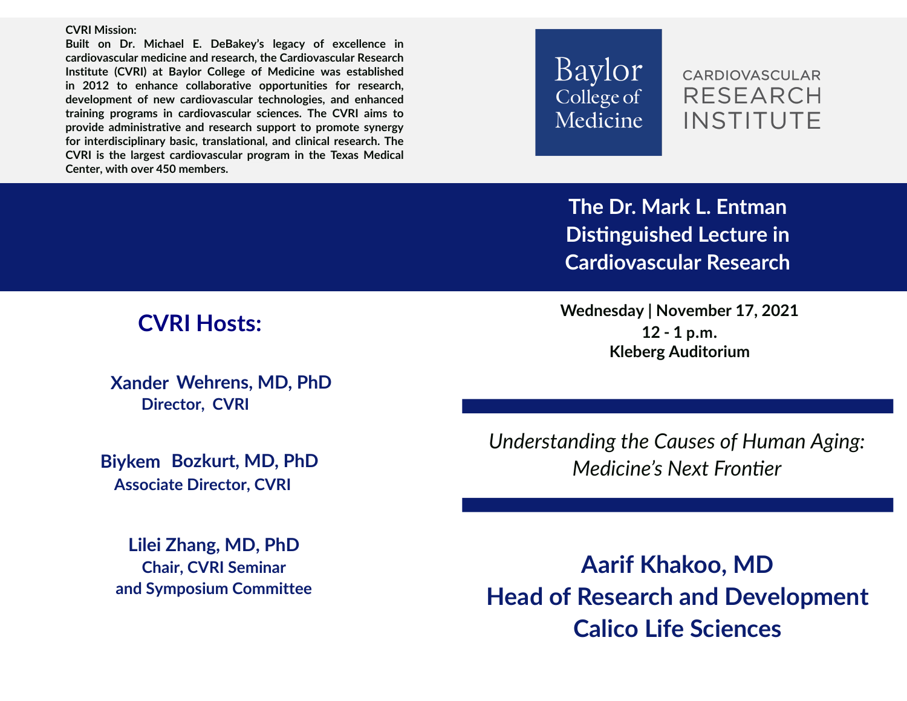**CVRI Mission:**
**Built on Dr. Michael E. DeBakey's legacy of excellence in cardiovascular medicine and research, the Cardiovascular Research Institute (CVRI) at Baylor College of Medicine was established in 2012 to enhance collaborative opportunities for research, development of new cardiovascular technologies, and enhanced training programs in cardiovascular sciences. The CVRI aims to provide administrative and research support to promote synergy for interdisciplinary basic, translational, and clinical research. The CVRI is the largest cardiovascular program in the Texas Medical Center, with over 450 members.**

Baylor College of Medicine

CARDIOVASCULAR RESEARCH INSTITUTE

# The Dr. Mark L. Entman Distinguished Lecture in Cardiovascular Research

**Wednesday | November 17, 2021**
**12 - 1 p.m.**
**Kleberg Auditorium**

*Understanding the Causes of Human Aging: Medicine's Next Frontier*

## Aarif Khakoo, MD
## Head of Research and Development
## Calico Life Sciences

## CVRI Hosts:

**Xander Wehrens, MD, PhD**
**Director, CVRI**

**Biykem Bozkurt, MD, PhD**
**Associate Director, CVRI**

**Lilei Zhang, MD, PhD**
**Chair, CVRI Seminar and Symposium Committee**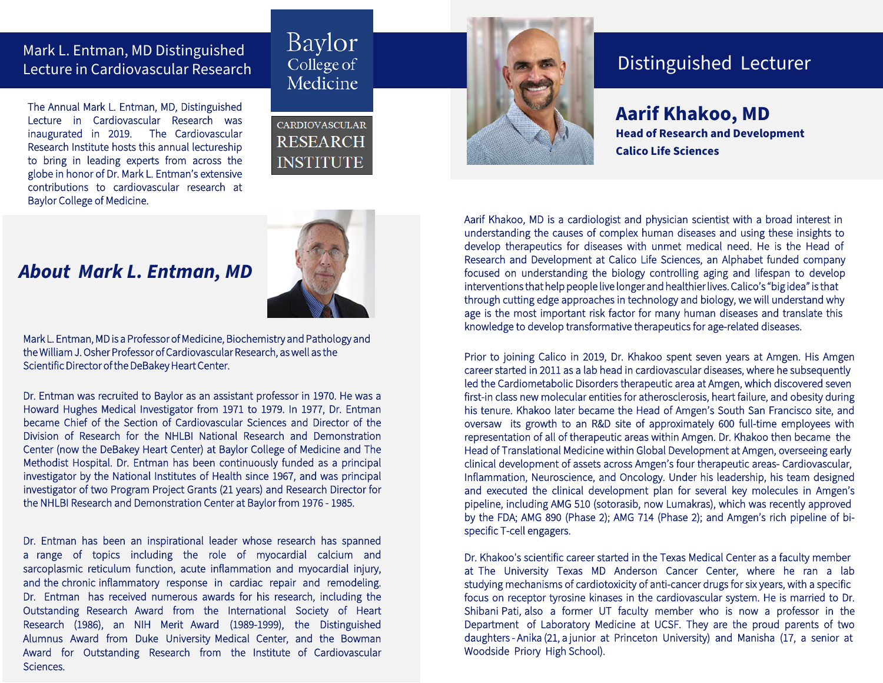## Mark L. Entman, MD Distinguished Lecture in Cardiovascular Research

Baylor College of Medicine

CARDIOVASCULAR RESEARCH INSTITUTE

The Annual Mark L. Entman, MD, Distinguished Lecture in Cardiovascular Research was inaugurated in 2019. The Cardiovascular Research Institute hosts this annual lectureship to bring in leading experts from across the globe in honor of Dr. Mark L. Entman's extensive contributions to cardiovascular research at Baylor College of Medicine.

## *About Mark L. Entman, MD*

Mark L. Entman, MD is a Professor of Medicine, Biochemistry and Pathology and the William J. Osher Professor of Cardiovascular Research, as well as the Scientific Director of the DeBakey Heart Center.

Dr. Entman was recruited to Baylor as an assistant professor in 1970. He was a Howard Hughes Medical Investigator from 1971 to 1979. In 1977, Dr. Entman became Chief of the Section of Cardiovascular Sciences and Director of the Division of Research for the NHLBI National Research and Demonstration Center (now the DeBakey Heart Center) at Baylor College of Medicine and The Methodist Hospital. Dr. Entman has been continuously funded as a principal investigator by the National Institutes of Health since 1967, and was principal investigator of two Program Project Grants (21 years) and Research Director for the NHLBI Research and Demonstration Center at Baylor from 1976 - 1985.

Dr. Entman has been an inspirational leader whose research has spanned a range of topics including the role of myocardial calcium and sarcoplasmic reticulum function, acute inflammation and myocardial injury, and the chronic inflammatory response in cardiac repair and remodeling. Dr. Entman has received numerous awards for his research, including the Outstanding Research Award from the International Society of Heart Research (1986), an NIH Merit Award (1989-1999), the Distinguished Alumnus Award from Duke University Medical Center, and the Bowman Award for Outstanding Research from the Institute of Cardiovascular Sciences.

## Distinguished Lecturer

### Aarif Khakoo, MD

**Head of Research and Development**

**Calico Life Sciences**

Aarif Khakoo, MD is a cardiologist and physician scientist with a broad interest in understanding the causes of complex human diseases and using these insights to develop therapeutics for diseases with unmet medical need. He is the Head of Research and Development at Calico Life Sciences, an Alphabet funded company focused on understanding the biology controlling aging and lifespan to develop interventions that help people live longer and healthier lives. Calico's "big idea" is that through cutting edge approaches in technology and biology, we will understand why age is the most important risk factor for many human diseases and translate this knowledge to develop transformative therapeutics for age-related diseases.

Prior to joining Calico in 2019, Dr. Khakoo spent seven years at Amgen. His Amgen career started in 2011 as a lab head in cardiovascular diseases, where he subsequently led the Cardiometabolic Disorders therapeutic area at Amgen, which discovered seven first-in class new molecular entities for atherosclerosis, heart failure, and obesity during his tenure. Khakoo later became the Head of Amgen's South San Francisco site, and oversaw its growth to an R&D site of approximately 600 full-time employees with representation of all of therapeutic areas within Amgen. Dr. Khakoo then became the Head of Translational Medicine within Global Development at Amgen, overseeing early clinical development of assets across Amgen's four therapeutic areas- Cardiovascular, Inflammation, Neuroscience, and Oncology. Under his leadership, his team designed and executed the clinical development plan for several key molecules in Amgen's pipeline, including AMG 510 (sotorasib, now Lumakras), which was recently approved by the FDA; AMG 890 (Phase 2); AMG 714 (Phase 2); and Amgen's rich pipeline of bi-specific T-cell engagers.

Dr. Khakoo's scientific career started in the Texas Medical Center as a faculty member at The University Texas MD Anderson Cancer Center, where he ran a lab studying mechanisms of cardiotoxicity of anti-cancer drugs for six years, with a specific focus on receptor tyrosine kinases in the cardiovascular system. He is married to Dr. Shibani Pati, also a former UT faculty member who is now a professor in the Department of Laboratory Medicine at UCSF. They are the proud parents of two daughters - Anika (21, a junior at Princeton University) and Manisha (17, a senior at Woodside Priory High School).